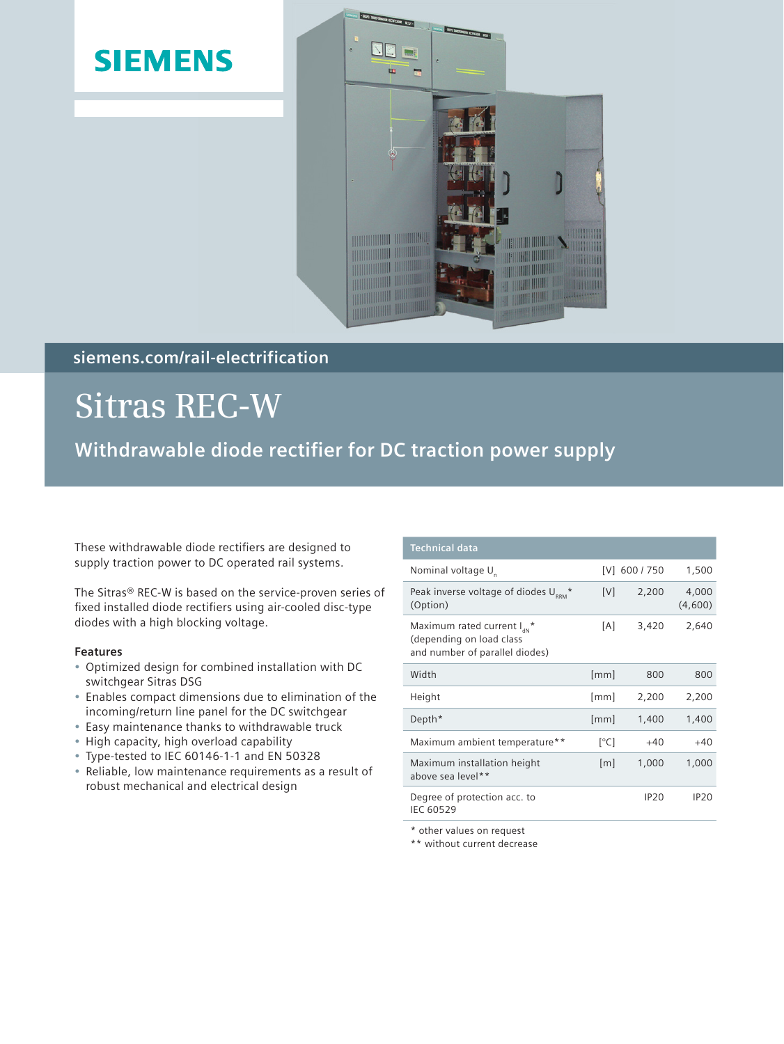SIEMENS

siemens.com/rail-electrification

# Sitras REC-W

## Withdrawable diode rectifier for DC traction power supply

These withdrawable diode rectifiers are designed to supply traction power to DC operated rail systems.

The Sitras® REC-W is based on the service-proven series of fixed installed diode rectifiers using air-cooled disc-type diodes with a high blocking voltage.

**Features**

- Optimized design for combined installation with DC switchgear Sitras DSG
- Enables compact dimensions due to elimination of the incoming/return line panel for the DC switchgear
- Easy maintenance thanks to withdrawable truck
- High capacity, high overload capability
- Type-tested to IEC 60146-1-1 and EN 50328
- Reliable, low maintenance requirements as a result of robust mechanical and electrical design

| Technical data | | | |
|---|---|---|---|
| Nominal voltage $U_n$ | [V] | 600 / 750 | 1,500 |
| Peak inverse voltage of diodes $U_{RRM}$* (Option) | [V] | 2,200 | 4,000 (4,600) |
| Maximum rated current $I_{dN}$* (depending on load class and number of parallel diodes) | [A] | 3,420 | 2,640 |
| Width | [mm] | 800 | 800 |
| Height | [mm] | 2,200 | 2,200 |
| Depth* | [mm] | 1,400 | 1,400 |
| Maximum ambient temperature** | [°C] | +40 | +40 |
| Maximum installation height above sea level** | [m] | 1,000 | 1,000 |
| Degree of protection acc. to IEC 60529 | | IP20 | IP20 |

\* other values on request
\*\* without current decrease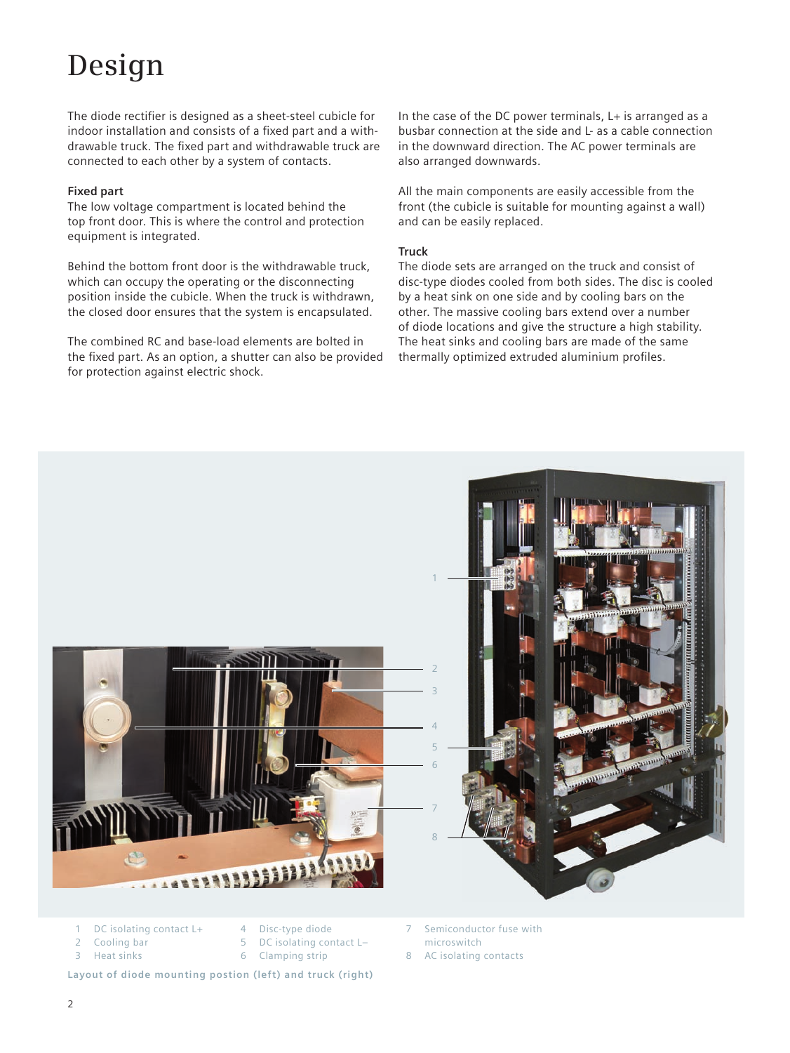# Design

The diode rectifier is designed as a sheet-steel cubicle for indoor installation and consists of a fixed part and a withdrawable truck. The fixed part and withdrawable truck are connected to each other by a system of contacts.

### Fixed part

The low voltage compartment is located behind the top front door. This is where the control and protection equipment is integrated.

Behind the bottom front door is the withdrawable truck, which can occupy the operating or the disconnecting position inside the cubicle. When the truck is withdrawn, the closed door ensures that the system is encapsulated.

The combined RC and base-load elements are bolted in the fixed part. As an option, a shutter can also be provided for protection against electric shock.

In the case of the DC power terminals, L+ is arranged as a busbar connection at the side and L- as a cable connection in the downward direction. The AC power terminals are also arranged downwards.

All the main components are easily accessible from the front (the cubicle is suitable for mounting against a wall) and can be easily replaced.

### Truck

The diode sets are arranged on the truck and consist of disc-type diodes cooled from both sides. The disc is cooled by a heat sink on one side and by cooling bars on the other. The massive cooling bars extend over a number of diode locations and give the structure a high stability. The heat sinks and cooling bars are made of the same thermally optimized extruded aluminium profiles.

1 DC isolating contact L+
2 Cooling bar
3 Heat sinks
4 Disc-type diode
5 DC isolating contact L–
6 Clamping strip
7 Semiconductor fuse with microswitch
8 AC isolating contacts

Layout of diode mounting postion (left) and truck (right)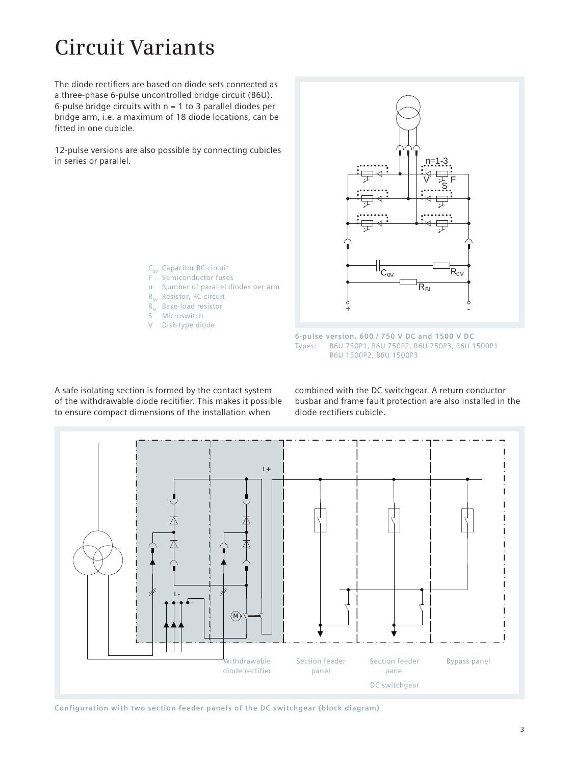# Circuit Variants

The diode rectifiers are based on diode sets connected as a three-phase 6-pulse uncontrolled bridge circuit (B6U). 6-pulse bridge circuits with n = 1 to 3 parallel diodes per bridge arm, i.e. a maximum of 18 diode locations, can be fitted in one cubicle.

12-pulse versions are also possible by connecting cubicles in series or parallel.

- $C_{0V}$ Capacitor RC circuit
- F Semiconductor fuses
- n Number of parallel diodes per arm
- $R_{0V}$ Resistor, RC circuit
- $R_{BL}$ Base-load resistor
- S Microswitch
- V Disk-type diode

**6-pulse version, 600 / 750 V DC and 1500 V DC**
Types: B6U 750P1, B6U 750P2, B6U 750P3, B6U 1500P1, B6U 1500P2, B6U 1500P3

A safe isolating section is formed by the contact system of the withdrawable diode recitifier. This makes it possible to ensure compact dimensions of the installation when combined with the DC switchgear. A return conductor busbar and frame fault protection are also installed in the diode rectifiers cubicle.

**Configuration with two section feeder panels of the DC switchgear (block diagram)**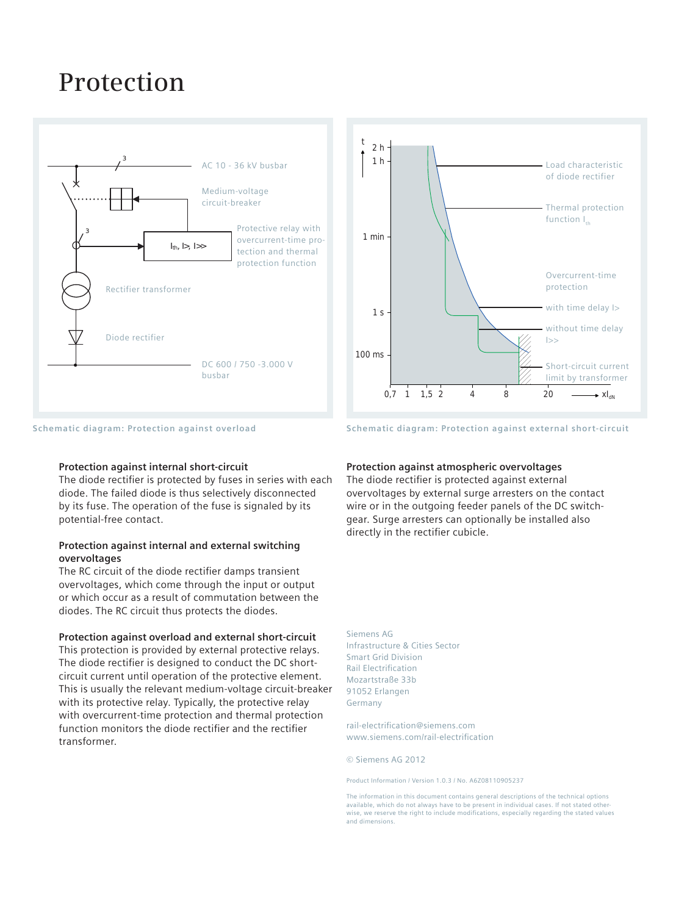# Protection

AC 10 - 36 kV busbar

Medium-voltage circuit-breaker

Protective relay with overcurrent-time protection and thermal protection function

$I_{th}$, I>, I>>

Rectifier transformer

Diode rectifier

DC 600 / 750 -3.000 V busbar

Schematic diagram: Protection against overload

t

2 h

1 h

1 min

1 s

100 ms

0,7 1 1,5 2 4 8 20 $xI_{dN}$

Load characteristic of diode rectifier

Thermal protection function $I_{th}$

Overcurrent-time protection

with time delay I>

without time delay I>>

Short-circuit current limit by transformer

Schematic diagram: Protection against external short-circuit

**Protection against internal short-circuit**
The diode rectifier is protected by fuses in series with each diode. The failed diode is thus selectively disconnected by its fuse. The operation of the fuse is signaled by its potential-free contact.

**Protection against internal and external switching overvoltages**
The RC circuit of the diode rectifier damps transient overvoltages, which come through the input or output or which occur as a result of commutation between the diodes. The RC circuit thus protects the diodes.

**Protection against overload and external short-circuit**
This protection is provided by external protective relays. The diode rectifier is designed to conduct the DC short-circuit current until operation of the protective element. This is usually the relevant medium-voltage circuit-breaker with its protective relay. Typically, the protective relay with overcurrent-time protection and thermal protection function monitors the diode rectifier and the rectifier transformer.

**Protection against atmospheric overvoltages**
The diode rectifier is protected against external overvoltages by external surge arresters on the contact wire or in the outgoing feeder panels of the DC switchgear. Surge arresters can optionally be installed also directly in the rectifier cubicle.

Siemens AG
Infrastructure & Cities Sector
Smart Grid Division
Rail Electrification
Mozartstraße 33b
91052 Erlangen
Germany

rail-electrification@siemens.com
www.siemens.com/rail-electrification

© Siemens AG 2012

Product Information / Version 1.0.3 / No. A6Z08110905237

The information in this document contains general descriptions of the technical options available, which do not always have to be present in individual cases. If not stated otherwise, we reserve the right to include modifications, especially regarding the stated values and dimensions.